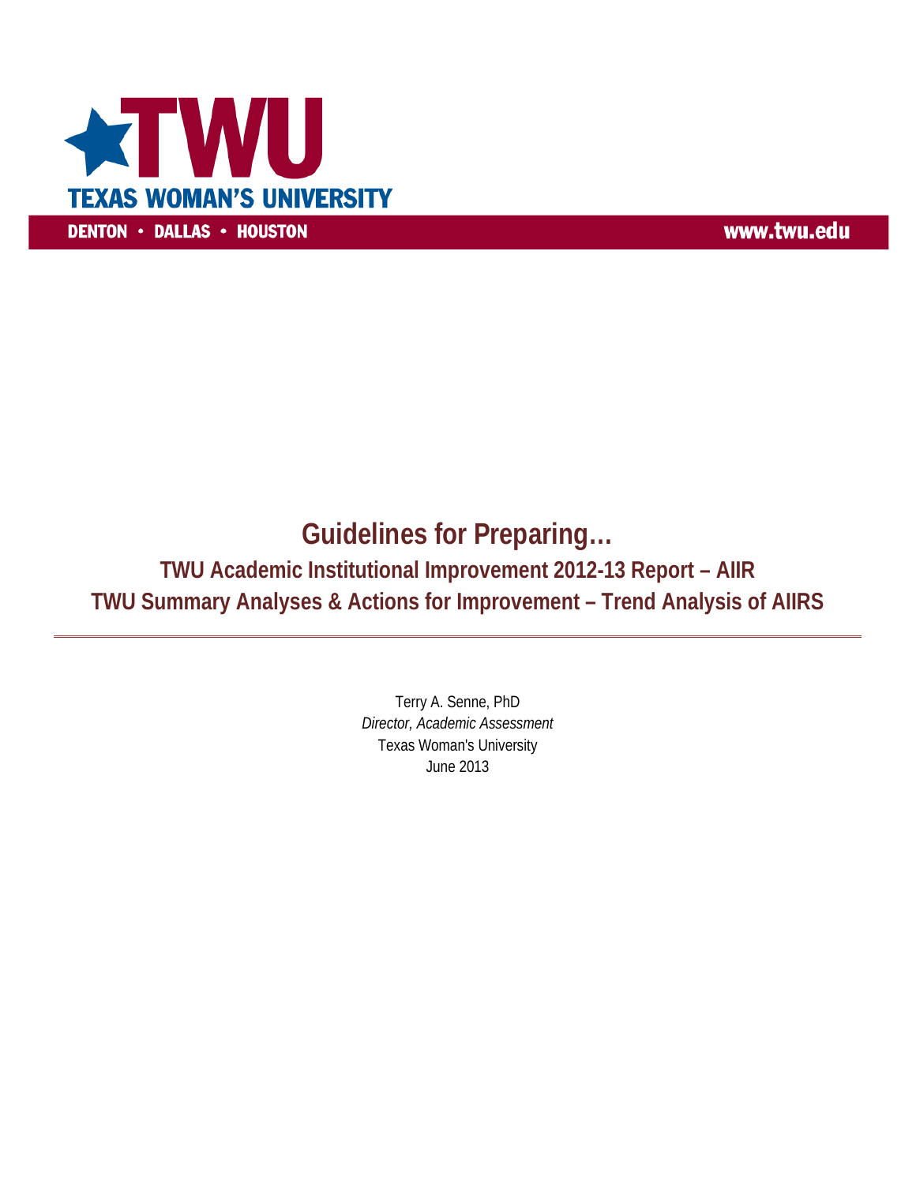TWU

TEXAS WOMAN'S UNIVERSITY

DENTON • DALLAS • HOUSTON

www.twu.edu

# Guidelines for Preparing…

## TWU Academic Institutional Improvement 2012-13 Report – AIIR

## TWU Summary Analyses & Actions for Improvement – Trend Analysis of AIIRS

---

Terry A. Senne, PhD

*Director, Academic Assessment*

Texas Woman's University

June 2013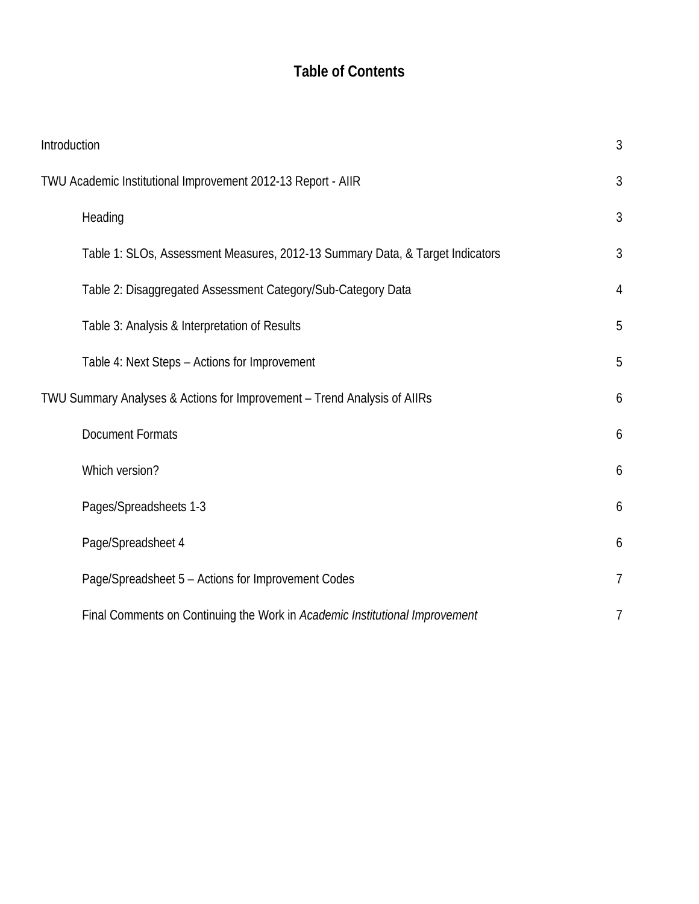# Table of Contents

| | |
|---|---|
| Introduction | 3 |
| TWU Academic Institutional Improvement 2012-13 Report - AIIR | 3 |
| Heading | 3 |
| Table 1: SLOs, Assessment Measures, 2012-13 Summary Data, & Target Indicators | 3 |
| Table 2: Disaggregated Assessment Category/Sub-Category Data | 4 |
| Table 3: Analysis & Interpretation of Results | 5 |
| Table 4: Next Steps – Actions for Improvement | 5 |
| TWU Summary Analyses & Actions for Improvement – Trend Analysis of AIIRs | 6 |
| Document Formats | 6 |
| Which version? | 6 |
| Pages/Spreadsheets 1-3 | 6 |
| Page/Spreadsheet 4 | 6 |
| Page/Spreadsheet 5 – Actions for Improvement Codes | 7 |
| Final Comments on Continuing the Work in *Academic Institutional Improvement* | 7 |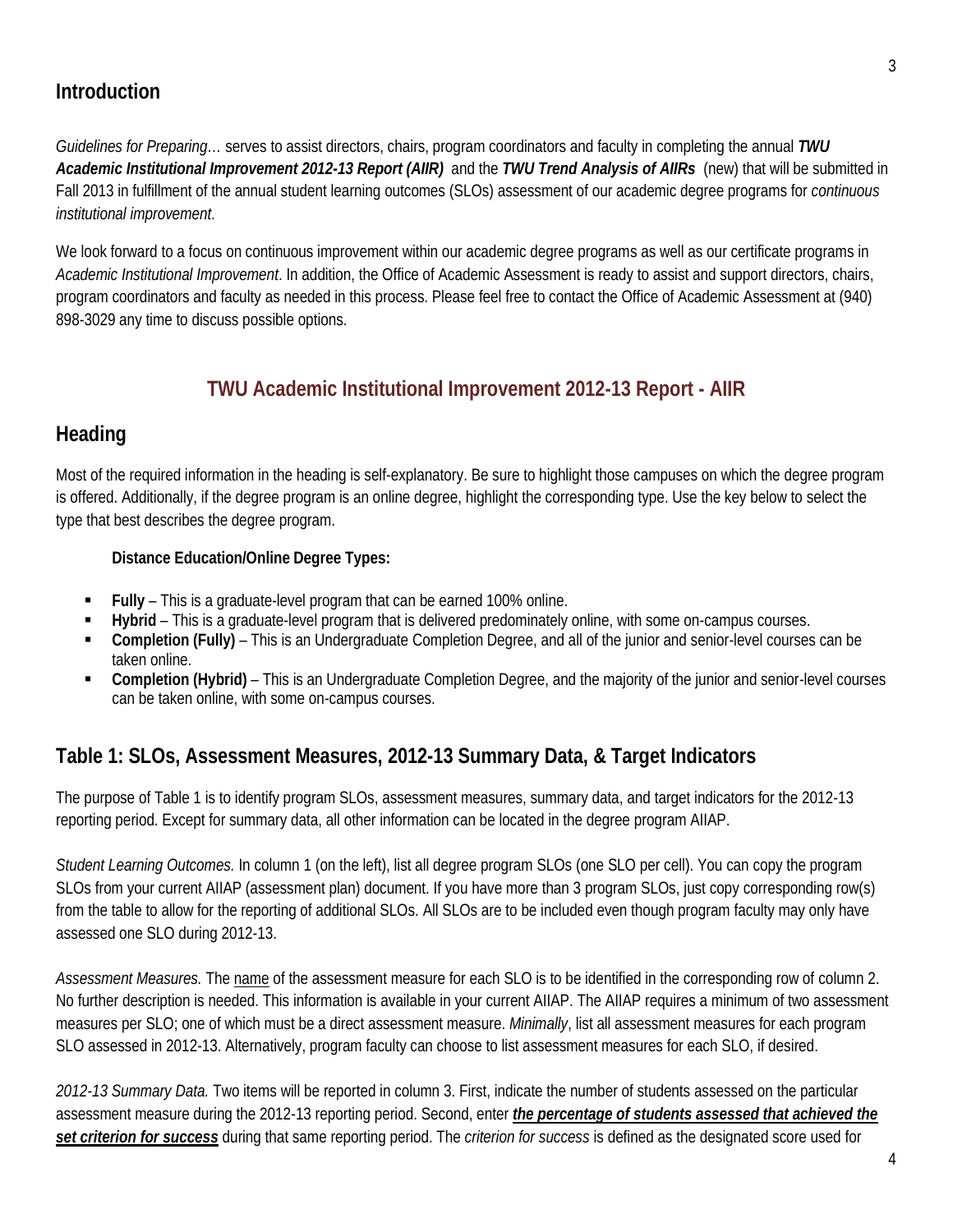## Introduction

*Guidelines for Preparing…* serves to assist directors, chairs, program coordinators and faculty in completing the annual ***TWU Academic Institutional Improvement 2012-13 Report (AIIR)*** and the ***TWU Trend Analysis of AIIRs*** (new) that will be submitted in Fall 2013 in fulfillment of the annual student learning outcomes (SLOs) assessment of our academic degree programs for *continuous institutional improvement*.

We look forward to a focus on continuous improvement within our academic degree programs as well as our certificate programs in *Academic Institutional Improvement*. In addition, the Office of Academic Assessment is ready to assist and support directors, chairs, program coordinators and faculty as needed in this process. Please feel free to contact the Office of Academic Assessment at (940) 898-3029 any time to discuss possible options.

# TWU Academic Institutional Improvement 2012-13 Report - AIIR

## Heading

Most of the required information in the heading is self-explanatory. Be sure to highlight those campuses on which the degree program is offered. Additionally, if the degree program is an online degree, highlight the corresponding type. Use the key below to select the type that best describes the degree program.

**Distance Education/Online Degree Types:**

- **Fully** – This is a graduate-level program that can be earned 100% online.
- **Hybrid** – This is a graduate-level program that is delivered predominately online, with some on-campus courses.
- **Completion (Fully)** – This is an Undergraduate Completion Degree, and all of the junior and senior-level courses can be taken online.
- **Completion (Hybrid)** – This is an Undergraduate Completion Degree, and the majority of the junior and senior-level courses can be taken online, with some on-campus courses.

## Table 1: SLOs, Assessment Measures, 2012-13 Summary Data, & Target Indicators

The purpose of Table 1 is to identify program SLOs, assessment measures, summary data, and target indicators for the 2012-13 reporting period. Except for summary data, all other information can be located in the degree program AIIAP.

*Student Learning Outcomes.* In column 1 (on the left), list all degree program SLOs (one SLO per cell). You can copy the program SLOs from your current AIIAP (assessment plan) document. If you have more than 3 program SLOs, just copy corresponding row(s) from the table to allow for the reporting of additional SLOs. All SLOs are to be included even though program faculty may only have assessed one SLO during 2012-13.

*Assessment Measures.* The name of the assessment measure for each SLO is to be identified in the corresponding row of column 2. No further description is needed. This information is available in your current AIIAP. The AIIAP requires a minimum of two assessment measures per SLO; one of which must be a direct assessment measure. *Minimally*, list all assessment measures for each program SLO assessed in 2012-13. Alternatively, program faculty can choose to list assessment measures for each SLO, if desired.

*2012-13 Summary Data.* Two items will be reported in column 3. First, indicate the number of students assessed on the particular assessment measure during the 2012-13 reporting period. Second, enter ***the percentage of students assessed that achieved the set criterion for success*** during that same reporting period. The *criterion for success* is defined as the designated score used for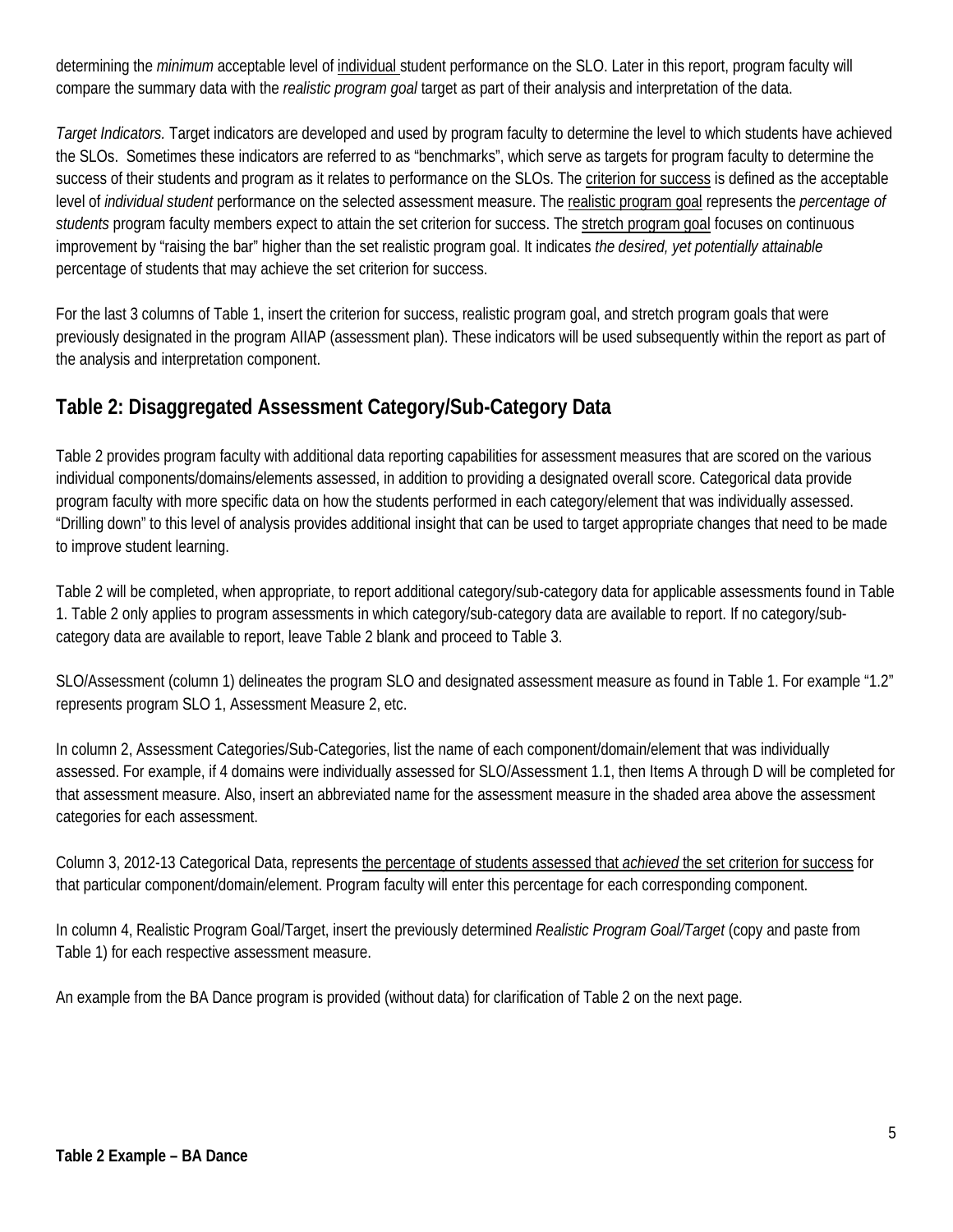determining the *minimum* acceptable level of individual student performance on the SLO. Later in this report, program faculty will compare the summary data with the *realistic program goal* target as part of their analysis and interpretation of the data.

*Target Indicators.* Target indicators are developed and used by program faculty to determine the level to which students have achieved the SLOs. Sometimes these indicators are referred to as "benchmarks", which serve as targets for program faculty to determine the success of their students and program as it relates to performance on the SLOs. The criterion for success is defined as the acceptable level of *individual student* performance on the selected assessment measure. The realistic program goal represents the *percentage of students* program faculty members expect to attain the set criterion for success. The stretch program goal focuses on continuous improvement by "raising the bar" higher than the set realistic program goal. It indicates *the desired, yet potentially attainable* percentage of students that may achieve the set criterion for success.

For the last 3 columns of Table 1, insert the criterion for success, realistic program goal, and stretch program goals that were previously designated in the program AIIAP (assessment plan). These indicators will be used subsequently within the report as part of the analysis and interpretation component.

## Table 2: Disaggregated Assessment Category/Sub-Category Data

Table 2 provides program faculty with additional data reporting capabilities for assessment measures that are scored on the various individual components/domains/elements assessed, in addition to providing a designated overall score. Categorical data provide program faculty with more specific data on how the students performed in each category/element that was individually assessed. "Drilling down" to this level of analysis provides additional insight that can be used to target appropriate changes that need to be made to improve student learning.

Table 2 will be completed, when appropriate, to report additional category/sub-category data for applicable assessments found in Table 1. Table 2 only applies to program assessments in which category/sub-category data are available to report. If no category/sub-category data are available to report, leave Table 2 blank and proceed to Table 3.

SLO/Assessment (column 1) delineates the program SLO and designated assessment measure as found in Table 1. For example "1.2" represents program SLO 1, Assessment Measure 2, etc.

In column 2, Assessment Categories/Sub-Categories, list the name of each component/domain/element that was individually assessed. For example, if 4 domains were individually assessed for SLO/Assessment 1.1, then Items A through D will be completed for that assessment measure. Also, insert an abbreviated name for the assessment measure in the shaded area above the assessment categories for each assessment.

Column 3, 2012-13 Categorical Data, represents the percentage of students assessed that *achieved* the set criterion for success for that particular component/domain/element. Program faculty will enter this percentage for each corresponding component.

In column 4, Realistic Program Goal/Target, insert the previously determined *Realistic Program Goal/Target* (copy and paste from Table 1) for each respective assessment measure.

An example from the BA Dance program is provided (without data) for clarification of Table 2 on the next page.

**Table 2 Example – BA Dance**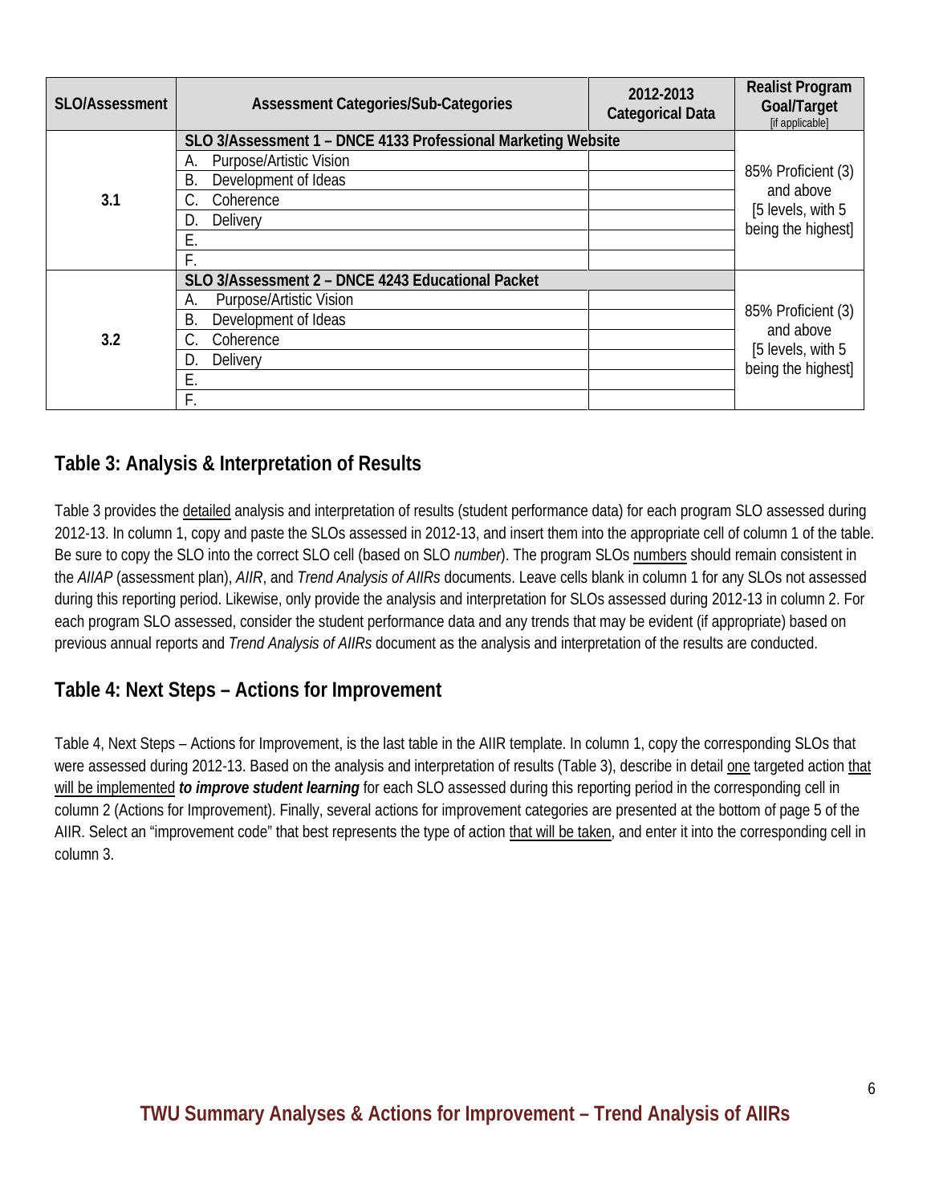| SLO/Assessment | Assessment Categories/Sub-Categories | 2012-2013 Categorical Data | Realist Program Goal/Target [if applicable] |
|---|---|---|---|
| 3.1 | **SLO 3/Assessment 1 – DNCE 4133 Professional Marketing Website** | | 85% Proficient (3) and above [5 levels, with 5 being the highest] |
| | A. Purpose/Artistic Vision | | |
| | B. Development of Ideas | | |
| | C. Coherence | | |
| | D. Delivery | | |
| | E. | | |
| | F. | | |
| 3.2 | **SLO 3/Assessment 2 – DNCE 4243 Educational Packet** | | 85% Proficient (3) and above [5 levels, with 5 being the highest] |
| | A. Purpose/Artistic Vision | | |
| | B. Development of Ideas | | |
| | C. Coherence | | |
| | D. Delivery | | |
| | E. | | |
| | F. | | |

## Table 3: Analysis & Interpretation of Results

Table 3 provides the detailed analysis and interpretation of results (student performance data) for each program SLO assessed during 2012-13. In column 1, copy and paste the SLOs assessed in 2012-13, and insert them into the appropriate cell of column 1 of the table. Be sure to copy the SLO into the correct SLO cell (based on SLO *number*). The program SLOs numbers should remain consistent in the *AIIAP* (assessment plan), *AIIR*, and *Trend Analysis of AIIRs* documents. Leave cells blank in column 1 for any SLOs not assessed during this reporting period. Likewise, only provide the analysis and interpretation for SLOs assessed during 2012-13 in column 2. For each program SLO assessed, consider the student performance data and any trends that may be evident (if appropriate) based on previous annual reports and *Trend Analysis of AIIRs* document as the analysis and interpretation of the results are conducted.

## Table 4: Next Steps – Actions for Improvement

Table 4, Next Steps – Actions for Improvement, is the last table in the AIIR template. In column 1, copy the corresponding SLOs that were assessed during 2012-13. Based on the analysis and interpretation of results (Table 3), describe in detail one targeted action that will be implemented ***to improve student learning*** for each SLO assessed during this reporting period in the corresponding cell in column 2 (Actions for Improvement). Finally, several actions for improvement categories are presented at the bottom of page 5 of the AIIR. Select an "improvement code" that best represents the type of action that will be taken, and enter it into the corresponding cell in column 3.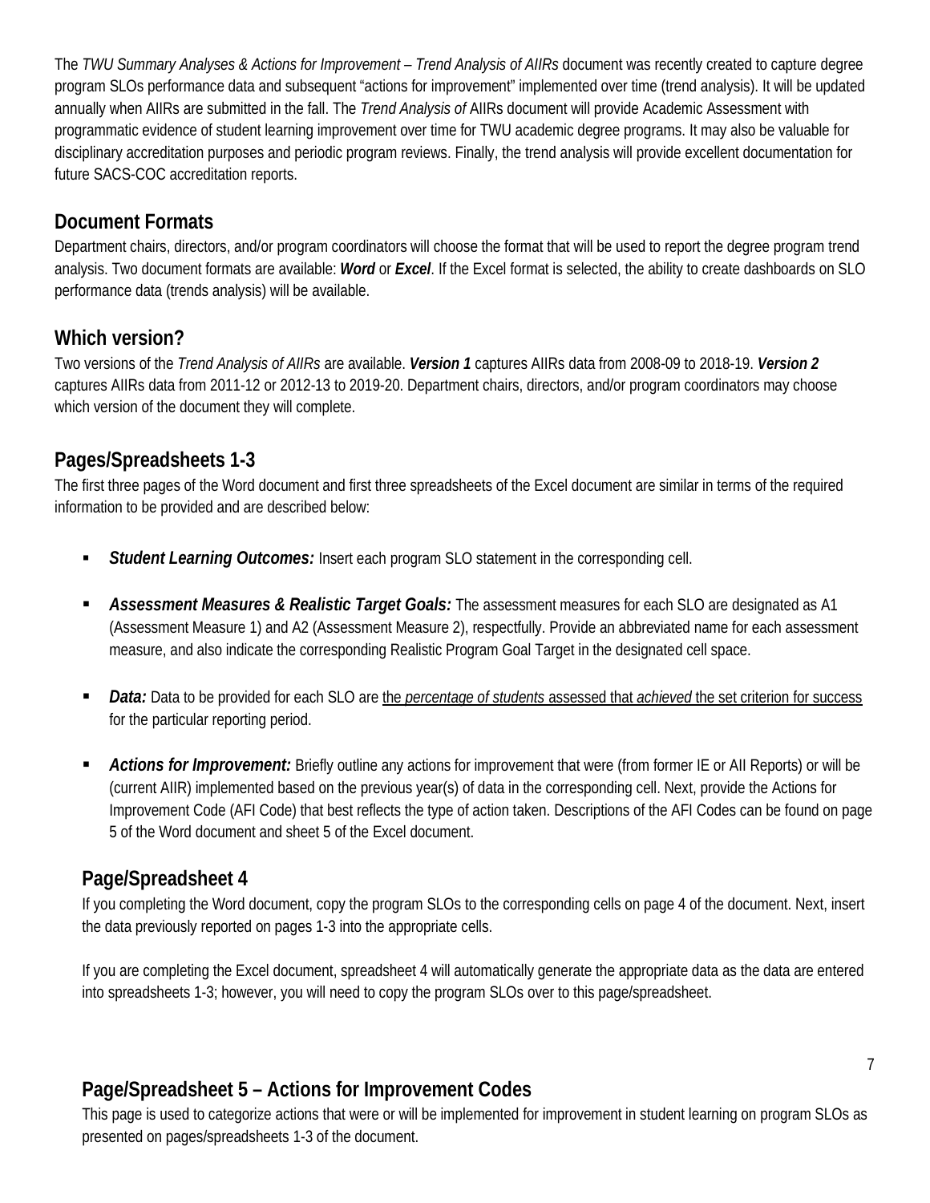The *TWU Summary Analyses & Actions for Improvement – Trend Analysis of AIIRs* document was recently created to capture degree program SLOs performance data and subsequent "actions for improvement" implemented over time (trend analysis). It will be updated annually when AIIRs are submitted in the fall. The *Trend Analysis of* AIIRs document will provide Academic Assessment with programmatic evidence of student learning improvement over time for TWU academic degree programs. It may also be valuable for disciplinary accreditation purposes and periodic program reviews. Finally, the trend analysis will provide excellent documentation for future SACS-COC accreditation reports.

## Document Formats

Department chairs, directors, and/or program coordinators will choose the format that will be used to report the degree program trend analysis. Two document formats are available: ***Word*** or ***Excel***. If the Excel format is selected, the ability to create dashboards on SLO performance data (trends analysis) will be available.

## Which version?

Two versions of the *Trend Analysis of AIIRs* are available. ***Version 1*** captures AIIRs data from 2008-09 to 2018-19. ***Version 2*** captures AIIRs data from 2011-12 or 2012-13 to 2019-20. Department chairs, directors, and/or program coordinators may choose which version of the document they will complete.

## Pages/Spreadsheets 1-3

The first three pages of the Word document and first three spreadsheets of the Excel document are similar in terms of the required information to be provided and are described below:

- ***Student Learning Outcomes:*** Insert each program SLO statement in the corresponding cell.
- ***Assessment Measures & Realistic Target Goals:*** The assessment measures for each SLO are designated as A1 (Assessment Measure 1) and A2 (Assessment Measure 2), respectfully. Provide an abbreviated name for each assessment measure, and also indicate the corresponding Realistic Program Goal Target in the designated cell space.
- ***Data:*** Data to be provided for each SLO are the *percentage of students* assessed that *achieved* the set criterion for success for the particular reporting period.
- ***Actions for Improvement:*** Briefly outline any actions for improvement that were (from former IE or AII Reports) or will be (current AIIR) implemented based on the previous year(s) of data in the corresponding cell. Next, provide the Actions for Improvement Code (AFI Code) that best reflects the type of action taken. Descriptions of the AFI Codes can be found on page 5 of the Word document and sheet 5 of the Excel document.

## Page/Spreadsheet 4

If you completing the Word document, copy the program SLOs to the corresponding cells on page 4 of the document. Next, insert the data previously reported on pages 1-3 into the appropriate cells.

If you are completing the Excel document, spreadsheet 4 will automatically generate the appropriate data as the data are entered into spreadsheets 1-3; however, you will need to copy the program SLOs over to this page/spreadsheet.

## Page/Spreadsheet 5 – Actions for Improvement Codes

This page is used to categorize actions that were or will be implemented for improvement in student learning on program SLOs as presented on pages/spreadsheets 1-3 of the document.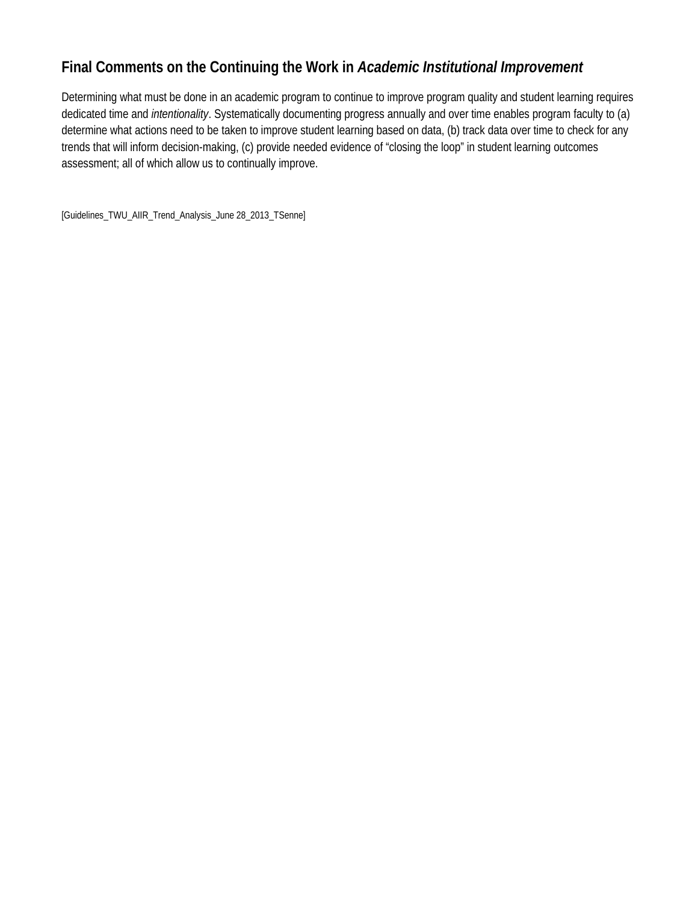## Final Comments on the Continuing the Work in *Academic Institutional Improvement*

Determining what must be done in an academic program to continue to improve program quality and student learning requires dedicated time and *intentionality*. Systematically documenting progress annually and over time enables program faculty to (a) determine what actions need to be taken to improve student learning based on data, (b) track data over time to check for any trends that will inform decision-making, (c) provide needed evidence of "closing the loop" in student learning outcomes assessment; all of which allow us to continually improve.

[Guidelines_TWU_AIIR_Trend_Analysis_June 28_2013_TSenne]